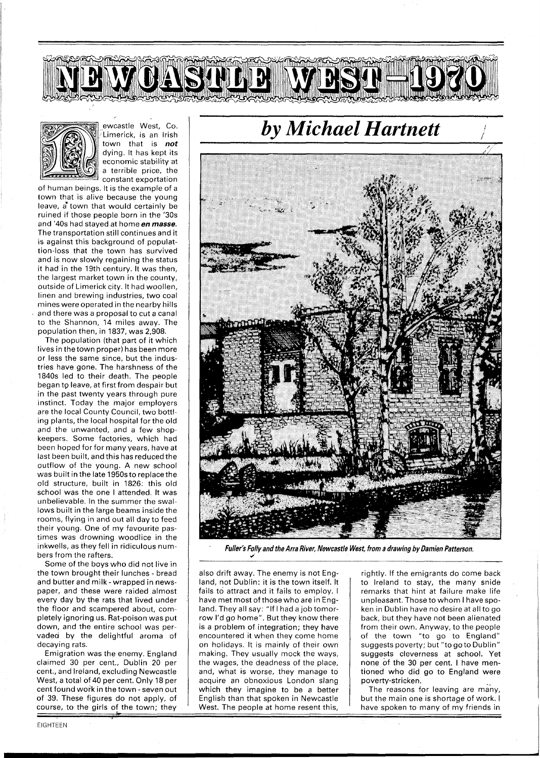# NEWCASTLE WEST—1970

## *by Michael Hartnett*

Newcastle West, Co. Limerick, is an Irish town that is ***not*** dying. It has kept its economic stability at a terrible price, the constant exportation of human beings. It is the example of a town that is alive because the young leave, a town that would certainly be ruined if those people born in the '30s and '40s had stayed at home ***en masse***. The transportation still continues and it is against this background of population-loss that the town has survived and is now slowly regaining the status it had in the 19th century. It was then, the largest market town in the county, outside of Limerick city. It had woollen, linen and brewing industries, two coal mines were operated in the nearby hills and there was a proposal to cut a canal to the Shannon, 14 miles away. The population then, in 1837, was 2,908.

The population (that part of it which lives in the town proper) has been more or less the same since, but the industries have gone. The harshness of the 1840s led to their death. The people began to leave, at first from despair but in the past twenty years through pure instinct. Today the major employers are the local County Council, two bottling plants, the local hospital for the old and the unwanted, and a few shopkeepers. Some factories, which had been hoped for for many years, have at last been built, and this has reduced the outflow of the young. A new school was built in the late 1950s to replace the old structure, built in 1826: this old school was the one I attended. It was unbelievable. In the summer the swallows built in the large beams inside the rooms, flying in and out all day to feed their young. One of my favourite pastimes was drowning woodlice in the inkwells, as they fell in ridiculous numbers from the rafters.

Some of the boys who did not live in the town brought their lunches - bread and butter and milk - wrapped in newspaper, and these were raided almost every day by the rats that lived under the floor and scampered about, completely ignoring us. Rat-poison was put down, and the entire school was pervaded by the delightful aroma of decaying rats.

Emigration was the enemy. England claimed 30 per cent., Dublin 20 per cent., and Ireland, excluding Newcastle West, a total of 40 per cent. Only 18 per cent found work in the town - seven out of 39. These figures do not apply, of course, to the girls of the town; they also drift away. The enemy is not England, not Dublin: it is the town itself. It fails to attract and it fails to employ. I have met most of those who are in England. They all say: "If I had a job tomorrow I'd go home". But they know there is a problem of integration; they have encountered it when they come home on holidays. It is mainly of their own making. They usually mock the ways, the wages, the deadness of the place, and, what is worse, they manage to acquire an obnoxious London slang which they imagine to be a better English than that spoken in Newcastle West. The people at home resent this, rightly. If the emigrants do come back to Ireland to stay, the many snide remarks that hint at failure make life unpleasant. Those to whom I have spoken in Dublin have no desire at all to go back, but they have not been alienated from their own. Anyway, to the people of the town "to go to England" suggests poverty; but "to go to Dublin" suggests cleverness at school. Yet none of the 30 per cent. I have mentioned who did go to England were poverty-stricken.

*Fuller's Folly and the Arra River, Newcastle West, from a drawing by Damien Patterson.*

The reasons for leaving are many, but the main one is shortage of work. I have spoken to many of my friends in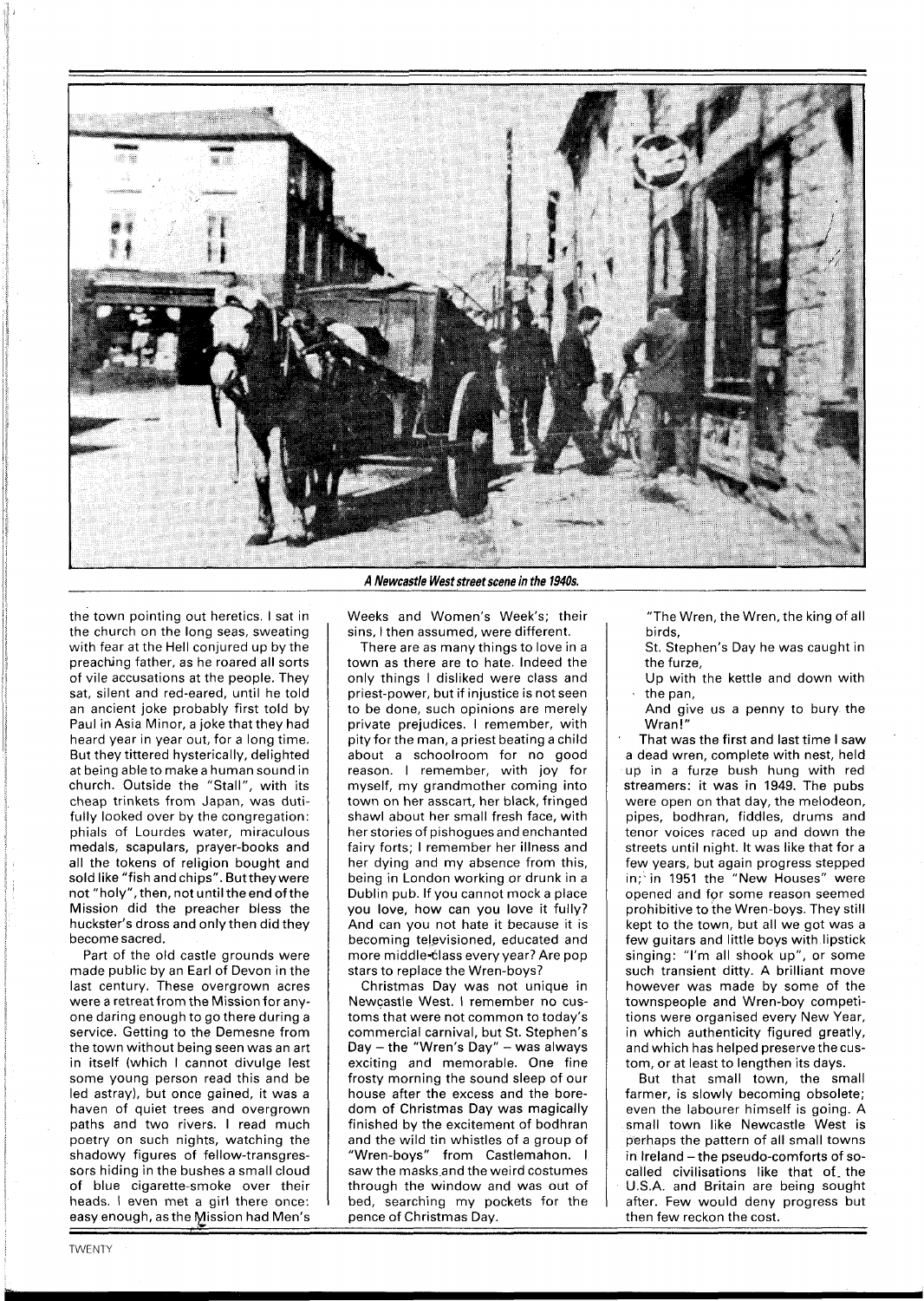*A Newcastle West street scene in the 1940s.*

the town pointing out heretics. I sat in the church on the long seas, sweating with fear at the Hell conjured up by the preaching father, as he roared all sorts of vile accusations at the people. They sat, silent and red-eared, until he told an ancient joke probably first told by Paul in Asia Minor, a joke that they had heard year in year out, for a long time. But they tittered hysterically, delighted at being able to make a human sound in church. Outside the "Stall", with its cheap trinkets from Japan, was dutifully looked over by the congregation: phials of Lourdes water, miraculous medals, scapulars, prayer-books and all the tokens of religion bought and sold like "fish and chips". But they were not "holy", then, not until the end of the Mission did the preacher bless the huckster's dross and only then did they become sacred.

Part of the old castle grounds were made public by an Earl of Devon in the last century. These overgrown acres were a retreat from the Mission for anyone daring enough to go there during a service. Getting to the Demesne from the town without being seen was an art in itself (which I cannot divulge lest some young person read this and be led astray), but once gained, it was a haven of quiet trees and overgrown paths and two rivers. I read much poetry on such nights, watching the shadowy figures of fellow-transgressors hiding in the bushes a small cloud of blue cigarette-smoke over their heads. I even met a girl there once: easy enough, as the Mission had Men's Weeks and Women's Week's; their sins, I then assumed, were different.

There are as many things to love in a town as there are to hate. Indeed the only things I disliked were class and priest-power, but if injustice is not seen to be done, such opinions are merely private prejudices. I remember, with pity for the man, a priest beating a child about a schoolroom for no good reason. I remember, with joy for myself, my grandmother coming into town on her asscart, her black, fringed shawl about her small fresh face, with her stories of pishogues and enchanted fairy forts; I remember her illness and her dying and my absence from this, being in London working or drunk in a Dublin pub. If you cannot mock a place you love, how can you love it fully? And can you not hate it because it is becoming televisioned, educated and more middle-class every year? Are pop stars to replace the Wren-boys?

Christmas Day was not unique in Newcastle West. I remember no customs that were not common to today's commercial carnival, but St. Stephen's Day – the "Wren's Day" – was always exciting and memorable. One fine frosty morning the sound sleep of our house after the excess and the boredom of Christmas Day was magically finished by the excitement of bodhran and the wild tin whistles of a group of "Wren-boys" from Castlemahon. I saw the masks and the weird costumes through the window and was out of bed, searching my pockets for the pence of Christmas Day.

"The Wren, the Wren, the king of all birds,
St. Stephen's Day he was caught in the furze,
Up with the kettle and down with the pan,
And give us a penny to bury the Wran!"

That was the first and last time I saw a dead wren, complete with nest, held up in a furze bush hung with red streamers: it was in 1949. The pubs were open on that day, the melodeon, pipes, bodhran, fiddles, drums and tenor voices raced up and down the streets until night. It was like that for a few years, but again progress stepped in; in 1951 the "New Houses" were opened and for some reason seemed prohibitive to the Wren-boys. They still kept to the town, but all we got was a few guitars and little boys with lipstick singing: "I'm all shook up", or some such transient ditty. A brilliant move however was made by some of the townspeople and Wren-boy competitions were organised every New Year, in which authenticity figured greatly, and which has helped preserve the custom, or at least to lengthen its days.

But that small town, the small farmer, is slowly becoming obsolete; even the labourer himself is going. A small town like Newcastle West is perhaps the pattern of all small towns in Ireland – the pseudo-comforts of so-called civilisations like that of the U.S.A. and Britain are being sought after. Few would deny progress but then few reckon the cost.